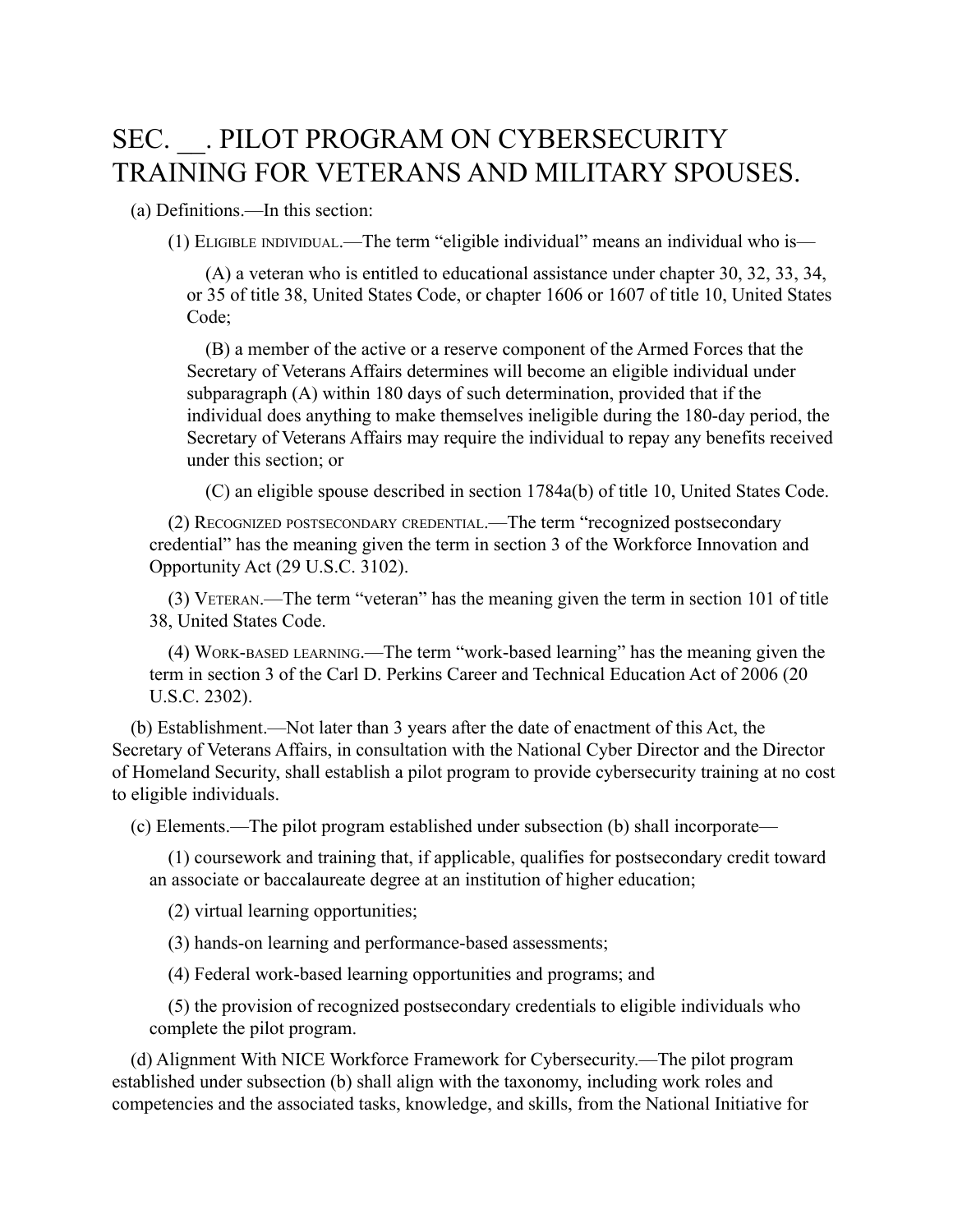# SEC. __. PILOT PROGRAM ON CYBERSECURITY TRAINING FOR VETERANS AND MILITARY SPOUSES.

(a) Definitions.—In this section:

(1) Eligible individual.—The term "eligible individual" means an individual who is—

(A) a veteran who is entitled to educational assistance under chapter 30, 32, 33, 34, or 35 of title 38, United States Code, or chapter 1606 or 1607 of title 10, United States Code;

(B) a member of the active or a reserve component of the Armed Forces that the Secretary of Veterans Affairs determines will become an eligible individual under subparagraph (A) within 180 days of such determination, provided that if the individual does anything to make themselves ineligible during the 180-day period, the Secretary of Veterans Affairs may require the individual to repay any benefits received under this section; or

(C) an eligible spouse described in section 1784a(b) of title 10, United States Code.

(2) Recognized postsecondary credential.—The term "recognized postsecondary credential" has the meaning given the term in section 3 of the Workforce Innovation and Opportunity Act (29 U.S.C. 3102).

(3) Veteran.—The term "veteran" has the meaning given the term in section 101 of title 38, United States Code.

(4) Work-based learning.—The term "work-based learning" has the meaning given the term in section 3 of the Carl D. Perkins Career and Technical Education Act of 2006 (20 U.S.C. 2302).

(b) Establishment.—Not later than 3 years after the date of enactment of this Act, the Secretary of Veterans Affairs, in consultation with the National Cyber Director and the Director of Homeland Security, shall establish a pilot program to provide cybersecurity training at no cost to eligible individuals.

(c) Elements.—The pilot program established under subsection (b) shall incorporate—

(1) coursework and training that, if applicable, qualifies for postsecondary credit toward an associate or baccalaureate degree at an institution of higher education;

(2) virtual learning opportunities;

(3) hands-on learning and performance-based assessments;

(4) Federal work-based learning opportunities and programs; and

(5) the provision of recognized postsecondary credentials to eligible individuals who complete the pilot program.

(d) Alignment With NICE Workforce Framework for Cybersecurity.—The pilot program established under subsection (b) shall align with the taxonomy, including work roles and competencies and the associated tasks, knowledge, and skills, from the National Initiative for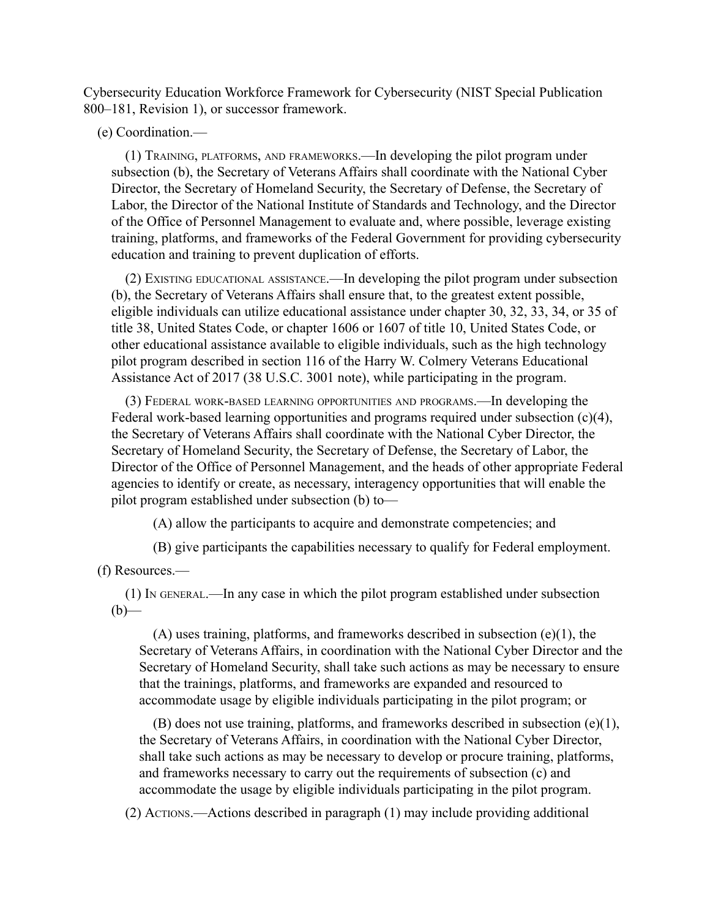Cybersecurity Education Workforce Framework for Cybersecurity (NIST Special Publication 800–181, Revision 1), or successor framework.

(e) Coordination.—

(1) Training, platforms, and frameworks.—In developing the pilot program under subsection (b), the Secretary of Veterans Affairs shall coordinate with the National Cyber Director, the Secretary of Homeland Security, the Secretary of Defense, the Secretary of Labor, the Director of the National Institute of Standards and Technology, and the Director of the Office of Personnel Management to evaluate and, where possible, leverage existing training, platforms, and frameworks of the Federal Government for providing cybersecurity education and training to prevent duplication of efforts.

(2) Existing educational assistance.—In developing the pilot program under subsection (b), the Secretary of Veterans Affairs shall ensure that, to the greatest extent possible, eligible individuals can utilize educational assistance under chapter 30, 32, 33, 34, or 35 of title 38, United States Code, or chapter 1606 or 1607 of title 10, United States Code, or other educational assistance available to eligible individuals, such as the high technology pilot program described in section 116 of the Harry W. Colmery Veterans Educational Assistance Act of 2017 (38 U.S.C. 3001 note), while participating in the program.

(3) Federal work-based learning opportunities and programs.—In developing the Federal work-based learning opportunities and programs required under subsection (c)(4), the Secretary of Veterans Affairs shall coordinate with the National Cyber Director, the Secretary of Homeland Security, the Secretary of Defense, the Secretary of Labor, the Director of the Office of Personnel Management, and the heads of other appropriate Federal agencies to identify or create, as necessary, interagency opportunities that will enable the pilot program established under subsection (b) to—

(A) allow the participants to acquire and demonstrate competencies; and

(B) give participants the capabilities necessary to qualify for Federal employment.

(f) Resources.—

(1) In general.—In any case in which the pilot program established under subsection (b)—

(A) uses training, platforms, and frameworks described in subsection (e)(1), the Secretary of Veterans Affairs, in coordination with the National Cyber Director and the Secretary of Homeland Security, shall take such actions as may be necessary to ensure that the trainings, platforms, and frameworks are expanded and resourced to accommodate usage by eligible individuals participating in the pilot program; or

(B) does not use training, platforms, and frameworks described in subsection (e)(1), the Secretary of Veterans Affairs, in coordination with the National Cyber Director, shall take such actions as may be necessary to develop or procure training, platforms, and frameworks necessary to carry out the requirements of subsection (c) and accommodate the usage by eligible individuals participating in the pilot program.

(2) Actions.—Actions described in paragraph (1) may include providing additional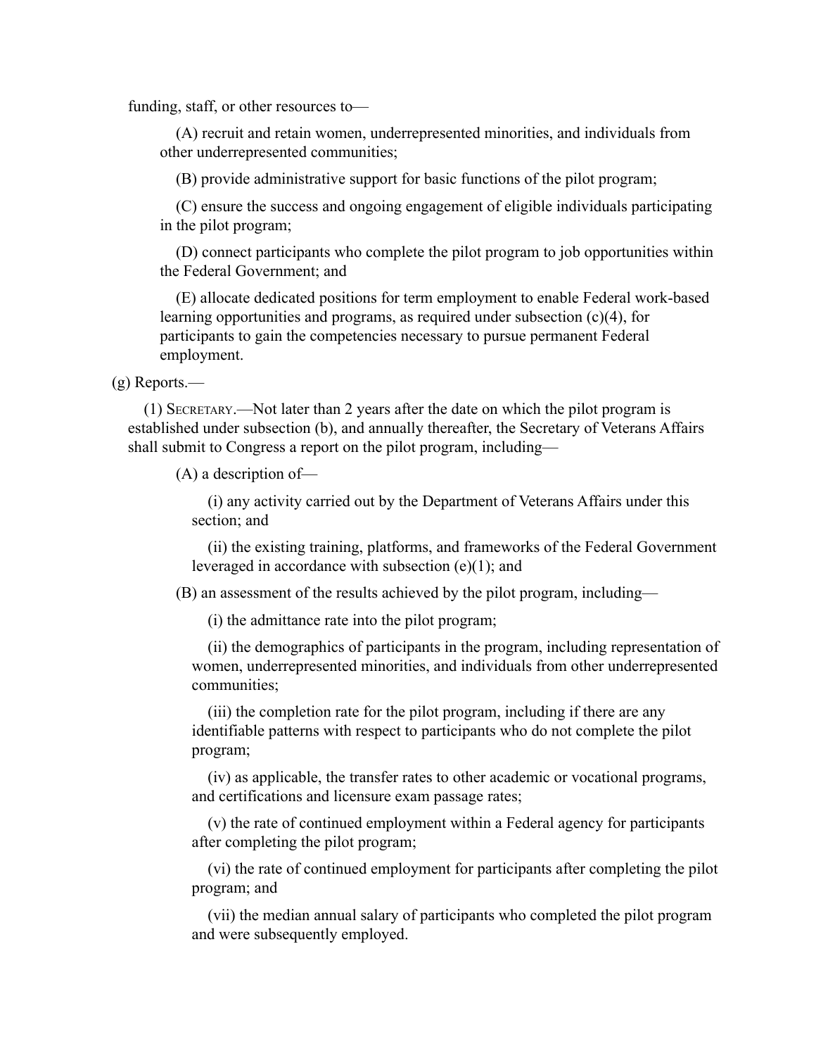funding, staff, or other resources to—

(A) recruit and retain women, underrepresented minorities, and individuals from other underrepresented communities;

(B) provide administrative support for basic functions of the pilot program;

(C) ensure the success and ongoing engagement of eligible individuals participating in the pilot program;

(D) connect participants who complete the pilot program to job opportunities within the Federal Government; and

(E) allocate dedicated positions for term employment to enable Federal work-based learning opportunities and programs, as required under subsection (c)(4), for participants to gain the competencies necessary to pursue permanent Federal employment.

(g) Reports.—

(1) Secretary.—Not later than 2 years after the date on which the pilot program is established under subsection (b), and annually thereafter, the Secretary of Veterans Affairs shall submit to Congress a report on the pilot program, including—

(A) a description of—

(i) any activity carried out by the Department of Veterans Affairs under this section; and

(ii) the existing training, platforms, and frameworks of the Federal Government leveraged in accordance with subsection (e)(1); and

(B) an assessment of the results achieved by the pilot program, including—

(i) the admittance rate into the pilot program;

(ii) the demographics of participants in the program, including representation of women, underrepresented minorities, and individuals from other underrepresented communities;

(iii) the completion rate for the pilot program, including if there are any identifiable patterns with respect to participants who do not complete the pilot program;

(iv) as applicable, the transfer rates to other academic or vocational programs, and certifications and licensure exam passage rates;

(v) the rate of continued employment within a Federal agency for participants after completing the pilot program;

(vi) the rate of continued employment for participants after completing the pilot program; and

(vii) the median annual salary of participants who completed the pilot program and were subsequently employed.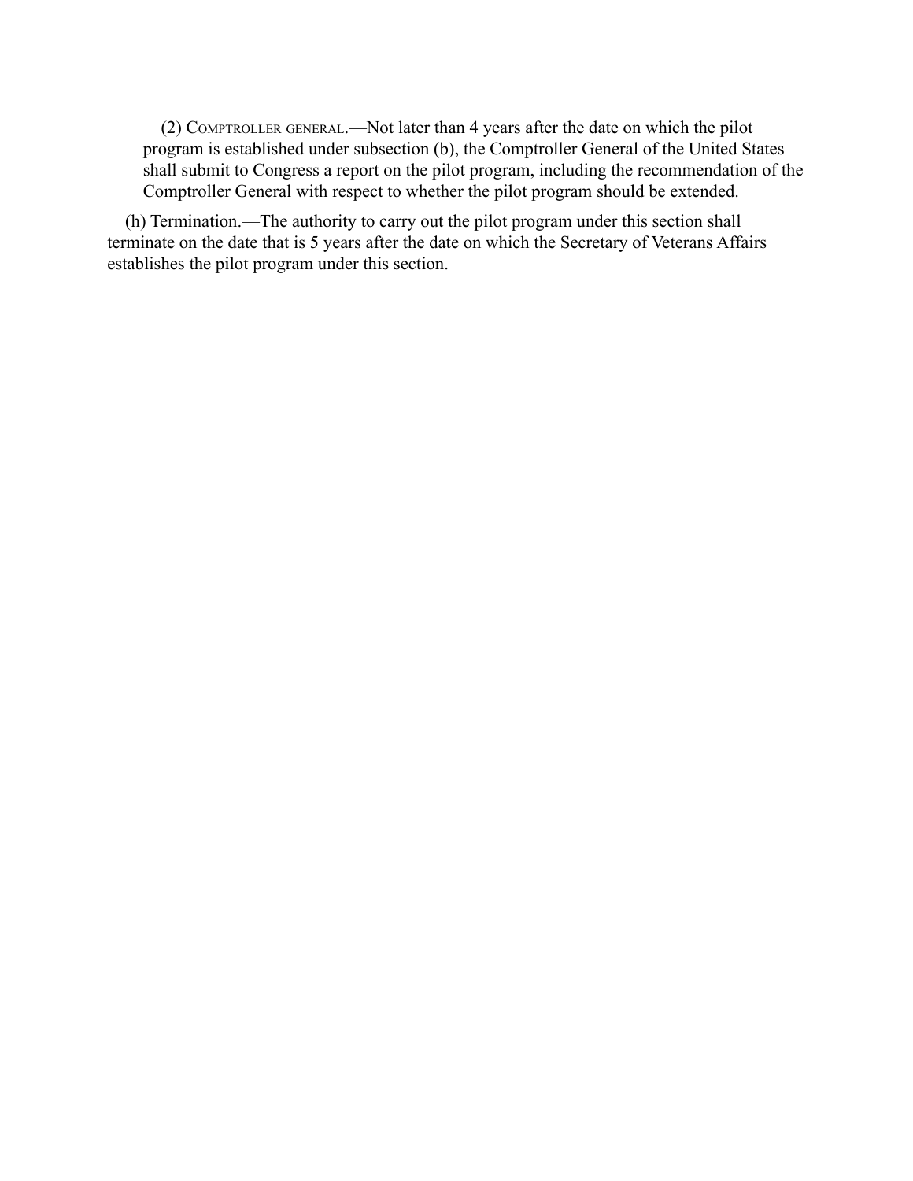(2) Comptroller general.—Not later than 4 years after the date on which the pilot program is established under subsection (b), the Comptroller General of the United States shall submit to Congress a report on the pilot program, including the recommendation of the Comptroller General with respect to whether the pilot program should be extended.

(h) Termination.—The authority to carry out the pilot program under this section shall terminate on the date that is 5 years after the date on which the Secretary of Veterans Affairs establishes the pilot program under this section.